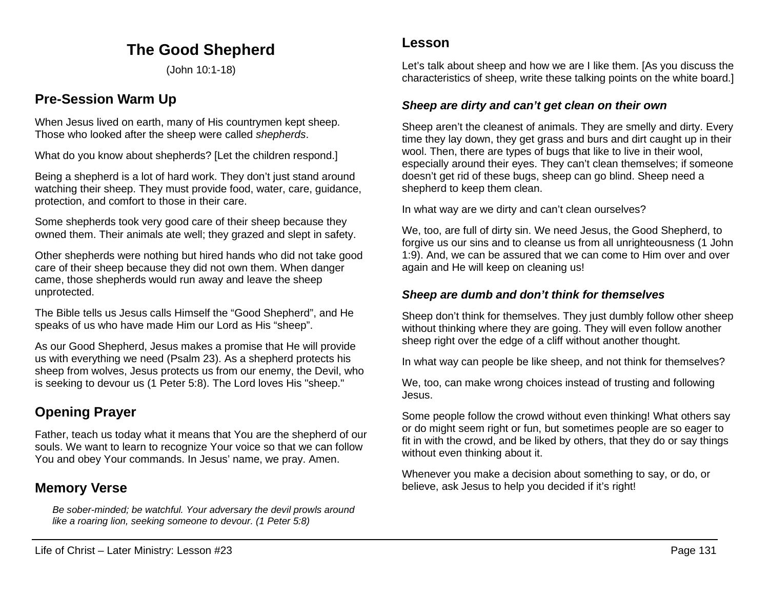# The Good Shepherd

(John 10:1-18)

## Pre-Session Warm Up

When Jesus lived on earth, many of His countrymen kept sheep. Those who looked after the sheep were called *shepherds*.

What do you know about shepherds? [Let the children respond.]

Being a shepherd is a lot of hard work. They don't just stand around watching their sheep. They must provide food, water, care, guidance, protection, and comfort to those in their care.

Some shepherds took very good care of their sheep because they owned them. Their animals ate well; they grazed and slept in safety.

Other shepherds were nothing but hired hands who did not take good care of their sheep because they did not own them. When danger came, those shepherds would run away and leave the sheep unprotected.

The Bible tells us Jesus calls Himself the "Good Shepherd", and He speaks of us who have made Him our Lord as His "sheep".

As our Good Shepherd, Jesus makes a promise that He will provide us with everything we need (Psalm 23). As a shepherd protects his sheep from wolves, Jesus protects us from our enemy, the Devil, who is seeking to devour us (1 Peter 5:8). The Lord loves His "sheep."

## Opening Prayer

Father, teach us today what it means that You are the shepherd of our souls. We want to learn to recognize Your voice so that we can follow You and obey Your commands. In Jesus' name, we pray. Amen.

## Memory Verse

> *Be sober-minded; be watchful. Your adversary the devil prowls around like a roaring lion, seeking someone to devour. (1 Peter 5:8)*

## Lesson

Let's talk about sheep and how we are I like them. [As you discuss the characteristics of sheep, write these talking points on the white board.]

### *Sheep are dirty and can't get clean on their own*

Sheep aren't the cleanest of animals. They are smelly and dirty. Every time they lay down, they get grass and burs and dirt caught up in their wool. Then, there are types of bugs that like to live in their wool, especially around their eyes. They can't clean themselves; if someone doesn't get rid of these bugs, sheep can go blind. Sheep need a shepherd to keep them clean.

In what way are we dirty and can't clean ourselves?

We, too, are full of dirty sin. We need Jesus, the Good Shepherd, to forgive us our sins and to cleanse us from all unrighteousness (1 John 1:9). And, we can be assured that we can come to Him over and over again and He will keep on cleaning us!

### *Sheep are dumb and don't think for themselves*

Sheep don't think for themselves. They just dumbly follow other sheep without thinking where they are going. They will even follow another sheep right over the edge of a cliff without another thought.

In what way can people be like sheep, and not think for themselves?

We, too, can make wrong choices instead of trusting and following Jesus.

Some people follow the crowd without even thinking! What others say or do might seem right or fun, but sometimes people are so eager to fit in with the crowd, and be liked by others, that they do or say things without even thinking about it.

Whenever you make a decision about something to say, or do, or believe, ask Jesus to help you decided if it's right!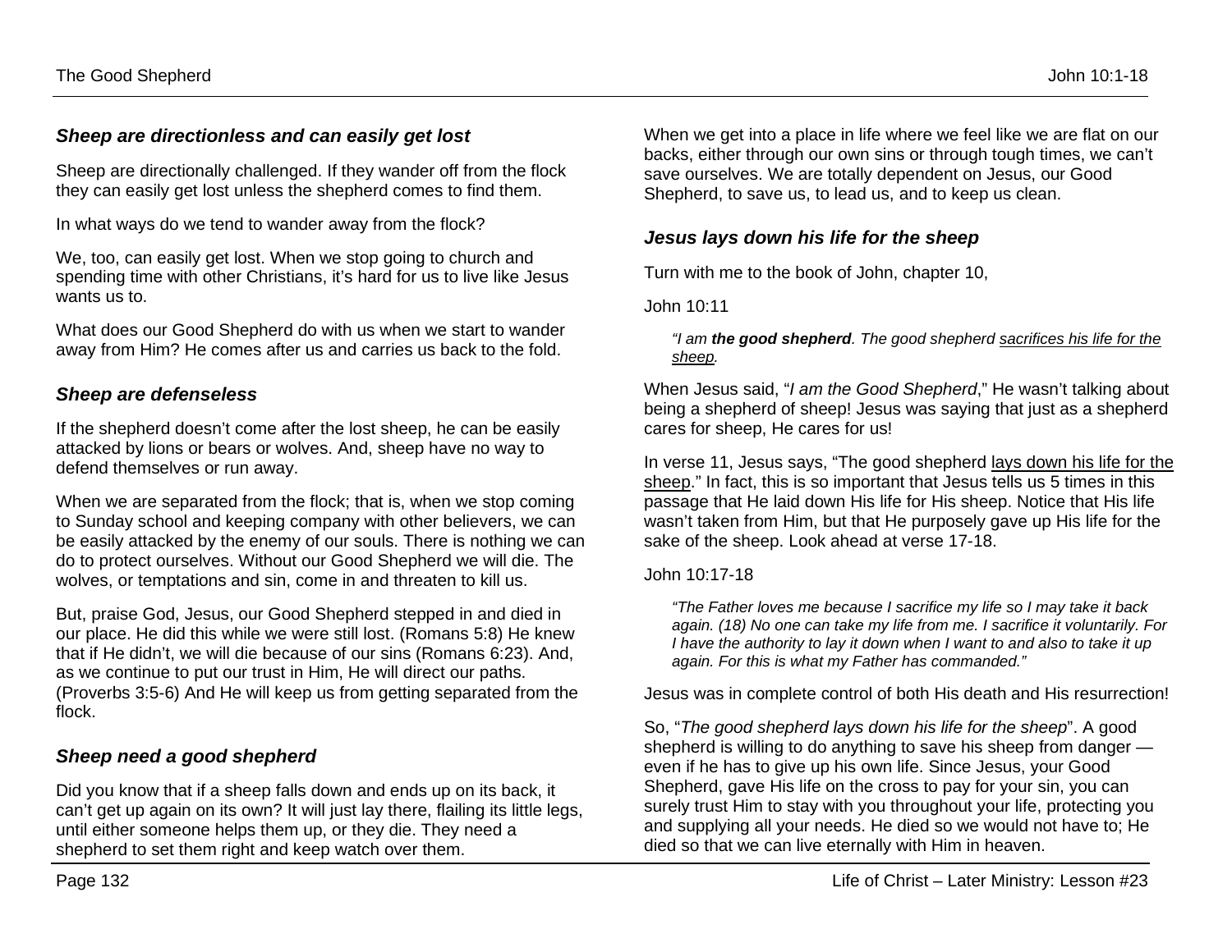### *Sheep are directionless and can easily get lost*

Sheep are directionally challenged. If they wander off from the flock they can easily get lost unless the shepherd comes to find them.

In what ways do we tend to wander away from the flock?

We, too, can easily get lost. When we stop going to church and spending time with other Christians, it's hard for us to live like Jesus wants us to.

What does our Good Shepherd do with us when we start to wander away from Him? He comes after us and carries us back to the fold.

### *Sheep are defenseless*

If the shepherd doesn't come after the lost sheep, he can be easily attacked by lions or bears or wolves. And, sheep have no way to defend themselves or run away.

When we are separated from the flock; that is, when we stop coming to Sunday school and keeping company with other believers, we can be easily attacked by the enemy of our souls. There is nothing we can do to protect ourselves. Without our Good Shepherd we will die. The wolves, or temptations and sin, come in and threaten to kill us.

But, praise God, Jesus, our Good Shepherd stepped in and died in our place. He did this while we were still lost. (Romans 5:8) He knew that if He didn't, we will die because of our sins (Romans 6:23). And, as we continue to put our trust in Him, He will direct our paths. (Proverbs 3:5-6) And He will keep us from getting separated from the flock.

### *Sheep need a good shepherd*

Did you know that if a sheep falls down and ends up on its back, it can't get up again on its own? It will just lay there, flailing its little legs, until either someone helps them up, or they die. They need a shepherd to set them right and keep watch over them.

When we get into a place in life where we feel like we are flat on our backs, either through our own sins or through tough times, we can't save ourselves. We are totally dependent on Jesus, our Good Shepherd, to save us, to lead us, and to keep us clean.

### *Jesus lays down his life for the sheep*

Turn with me to the book of John, chapter 10,

John 10:11

> *"I am **the good shepherd**. The good shepherd <u>sacrifices his life for the sheep</u>.*

When Jesus said, "*I am the Good Shepherd*," He wasn't talking about being a shepherd of sheep! Jesus was saying that just as a shepherd cares for sheep, He cares for us!

In verse 11, Jesus says, "The good shepherd <u>lays down his life for the sheep</u>." In fact, this is so important that Jesus tells us 5 times in this passage that He laid down His life for His sheep. Notice that His life wasn't taken from Him, but that He purposely gave up His life for the sake of the sheep. Look ahead at verse 17-18.

John 10:17-18

> *"The Father loves me because I sacrifice my life so I may take it back again. (18) No one can take my life from me. I sacrifice it voluntarily. For I have the authority to lay it down when I want to and also to take it up again. For this is what my Father has commanded."*

Jesus was in complete control of both His death and His resurrection!

So, "*The good shepherd lays down his life for the sheep*". A good shepherd is willing to do anything to save his sheep from danger — even if he has to give up his own life. Since Jesus, your Good Shepherd, gave His life on the cross to pay for your sin, you can surely trust Him to stay with you throughout your life, protecting you and supplying all your needs. He died so we would not have to; He died so that we can live eternally with Him in heaven.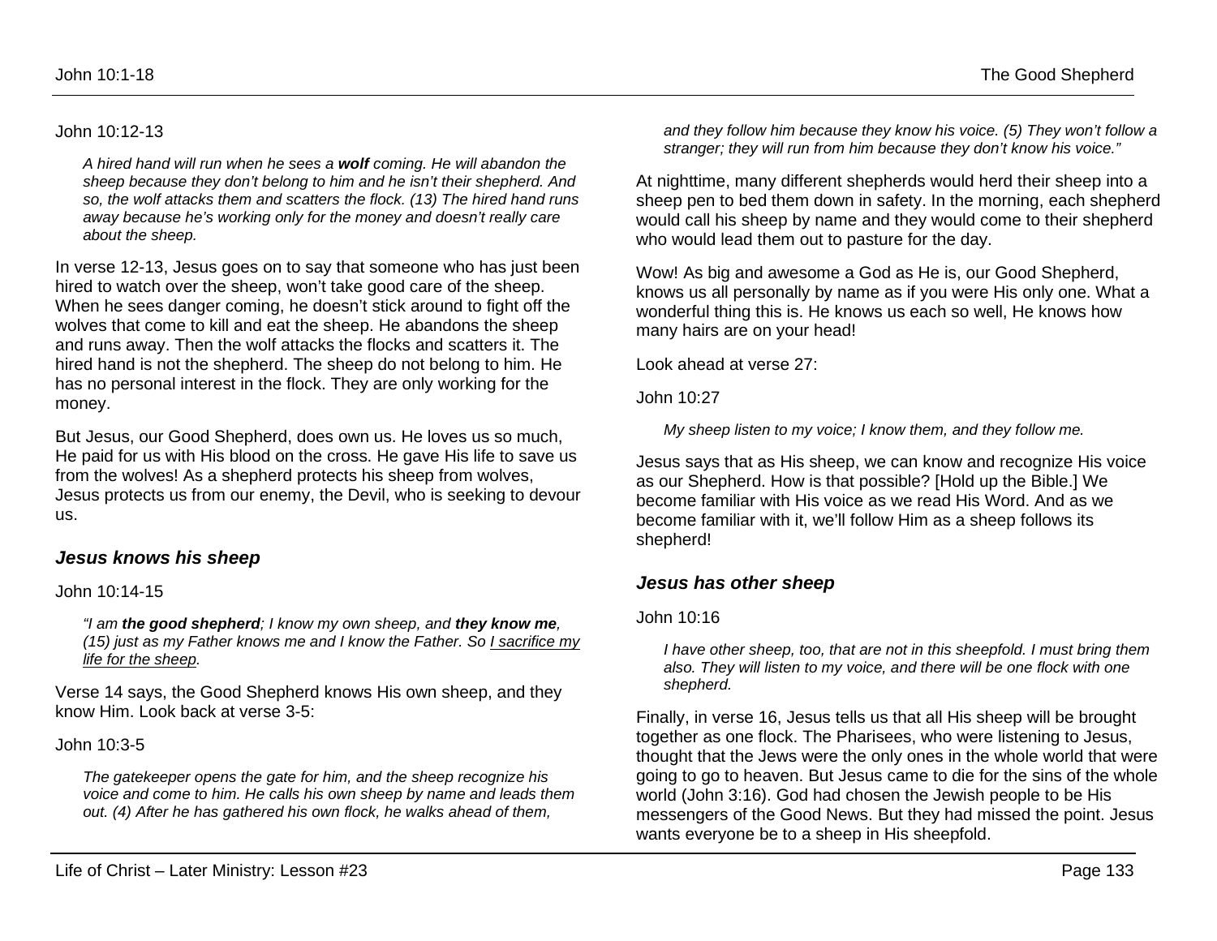John 10:12-13

> *A hired hand will run when he sees a **wolf** coming. He will abandon the sheep because they don't belong to him and he isn't their shepherd. And so, the wolf attacks them and scatters the flock. (13) The hired hand runs away because he's working only for the money and doesn't really care about the sheep.*

In verse 12-13, Jesus goes on to say that someone who has just been hired to watch over the sheep, won't take good care of the sheep. When he sees danger coming, he doesn't stick around to fight off the wolves that come to kill and eat the sheep. He abandons the sheep and runs away. Then the wolf attacks the flocks and scatters it. The hired hand is not the shepherd. The sheep do not belong to him. He has no personal interest in the flock. They are only working for the money.

But Jesus, our Good Shepherd, does own us. He loves us so much, He paid for us with His blood on the cross. He gave His life to save us from the wolves! As a shepherd protects his sheep from wolves, Jesus protects us from our enemy, the Devil, who is seeking to devour us.

### *Jesus knows his sheep*

John 10:14-15

> *"I am **the good shepherd**; I know my own sheep, and **they know me**, (15) just as my Father knows me and I know the Father. So <u>I sacrifice my life for the sheep</u>.*

Verse 14 says, the Good Shepherd knows His own sheep, and they know Him. Look back at verse 3-5:

John 10:3-5

> *The gatekeeper opens the gate for him, and the sheep recognize his voice and come to him. He calls his own sheep by name and leads them out. (4) After he has gathered his own flock, he walks ahead of them, and they follow him because they know his voice. (5) They won't follow a stranger; they will run from him because they don't know his voice."*

At nighttime, many different shepherds would herd their sheep into a sheep pen to bed them down in safety. In the morning, each shepherd would call his sheep by name and they would come to their shepherd who would lead them out to pasture for the day.

Wow! As big and awesome a God as He is, our Good Shepherd, knows us all personally by name as if you were His only one. What a wonderful thing this is. He knows us each so well, He knows how many hairs are on your head!

Look ahead at verse 27:

John 10:27

> *My sheep listen to my voice; I know them, and they follow me.*

Jesus says that as His sheep, we can know and recognize His voice as our Shepherd. How is that possible? [Hold up the Bible.] We become familiar with His voice as we read His Word. And as we become familiar with it, we'll follow Him as a sheep follows its shepherd!

### *Jesus has other sheep*

John 10:16

> *I have other sheep, too, that are not in this sheepfold. I must bring them also. They will listen to my voice, and there will be one flock with one shepherd.*

Finally, in verse 16, Jesus tells us that all His sheep will be brought together as one flock. The Pharisees, who were listening to Jesus, thought that the Jews were the only ones in the whole world that were going to go to heaven. But Jesus came to die for the sins of the whole world (John 3:16). God had chosen the Jewish people to be His messengers of the Good News. But they had missed the point. Jesus wants everyone be to a sheep in His sheepfold.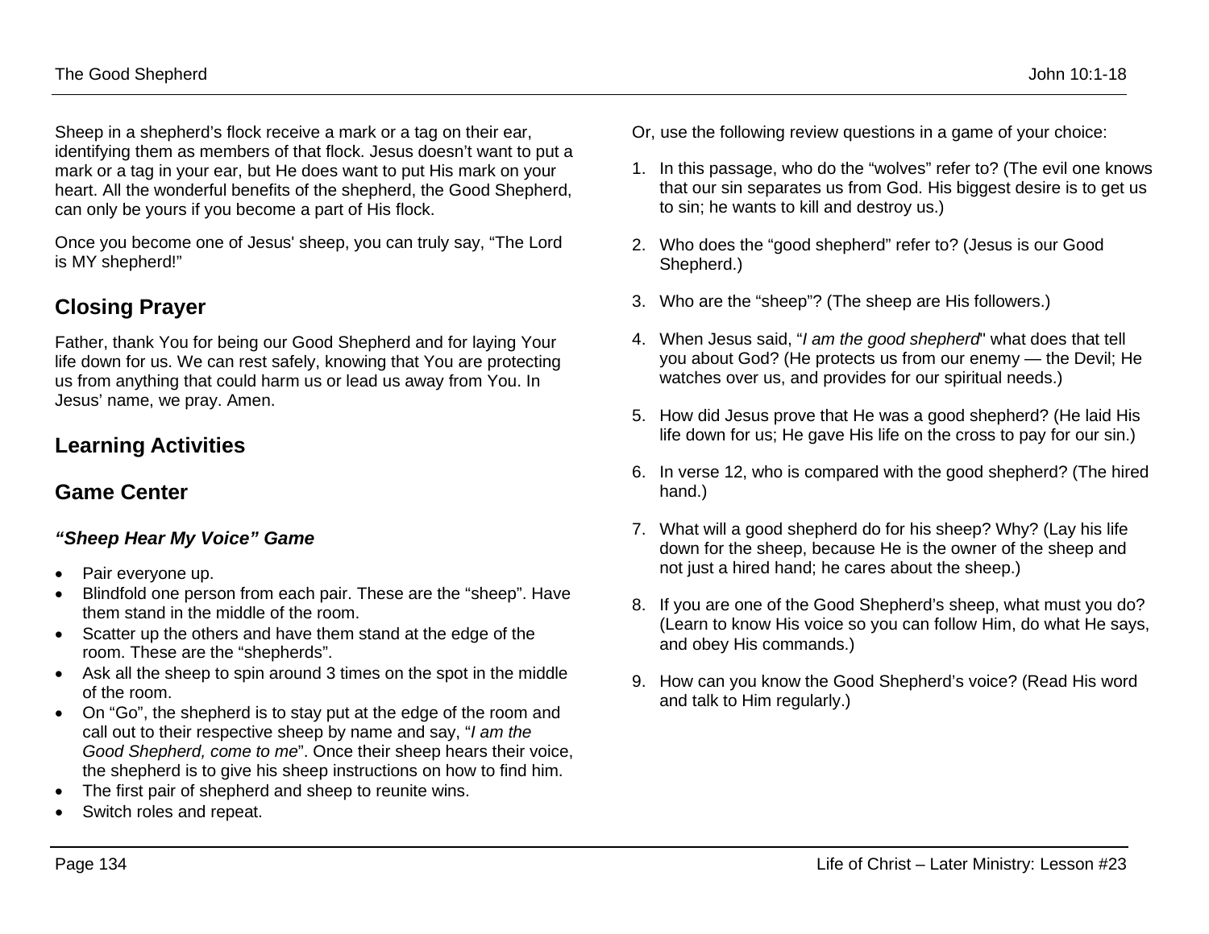Sheep in a shepherd's flock receive a mark or a tag on their ear, identifying them as members of that flock. Jesus doesn't want to put a mark or a tag in your ear, but He does want to put His mark on your heart. All the wonderful benefits of the shepherd, the Good Shepherd, can only be yours if you become a part of His flock.

Once you become one of Jesus' sheep, you can truly say, "The Lord is MY shepherd!"

## Closing Prayer

Father, thank You for being our Good Shepherd and for laying Your life down for us. We can rest safely, knowing that You are protecting us from anything that could harm us or lead us away from You. In Jesus' name, we pray. Amen.

## Learning Activities

## Game Center

### *"Sheep Hear My Voice" Game*

- Pair everyone up.
- Blindfold one person from each pair. These are the "sheep". Have them stand in the middle of the room.
- Scatter up the others and have them stand at the edge of the room. These are the "shepherds".
- Ask all the sheep to spin around 3 times on the spot in the middle of the room.
- On "Go", the shepherd is to stay put at the edge of the room and call out to their respective sheep by name and say, "*I am the Good Shepherd, come to me*". Once their sheep hears their voice, the shepherd is to give his sheep instructions on how to find him.
- The first pair of shepherd and sheep to reunite wins.
- Switch roles and repeat.

Or, use the following review questions in a game of your choice:

1. In this passage, who do the "wolves" refer to? (The evil one knows that our sin separates us from God. His biggest desire is to get us to sin; he wants to kill and destroy us.)
2. Who does the "good shepherd" refer to? (Jesus is our Good Shepherd.)
3. Who are the "sheep"? (The sheep are His followers.)
4. When Jesus said, "*I am the good shepherd*" what does that tell you about God? (He protects us from our enemy — the Devil; He watches over us, and provides for our spiritual needs.)
5. How did Jesus prove that He was a good shepherd? (He laid His life down for us; He gave His life on the cross to pay for our sin.)
6. In verse 12, who is compared with the good shepherd? (The hired hand.)
7. What will a good shepherd do for his sheep? Why? (Lay his life down for the sheep, because He is the owner of the sheep and not just a hired hand; he cares about the sheep.)
8. If you are one of the Good Shepherd's sheep, what must you do? (Learn to know His voice so you can follow Him, do what He says, and obey His commands.)
9. How can you know the Good Shepherd's voice? (Read His word and talk to Him regularly.)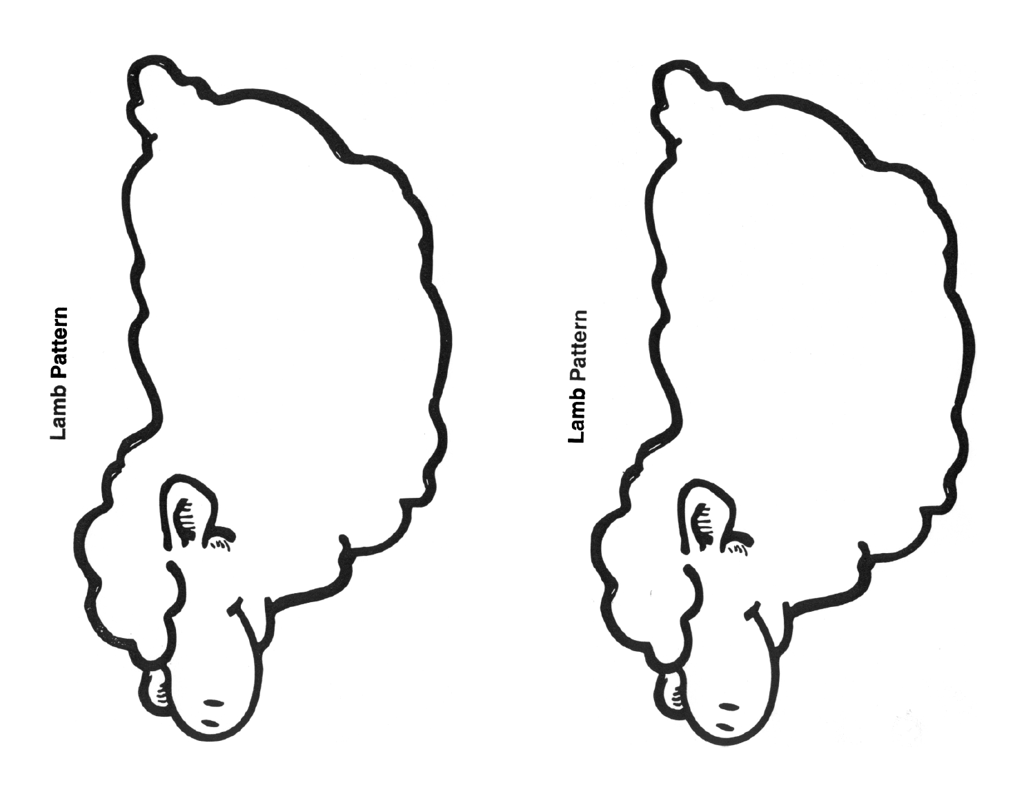Lamb Pattern

Lamb Pattern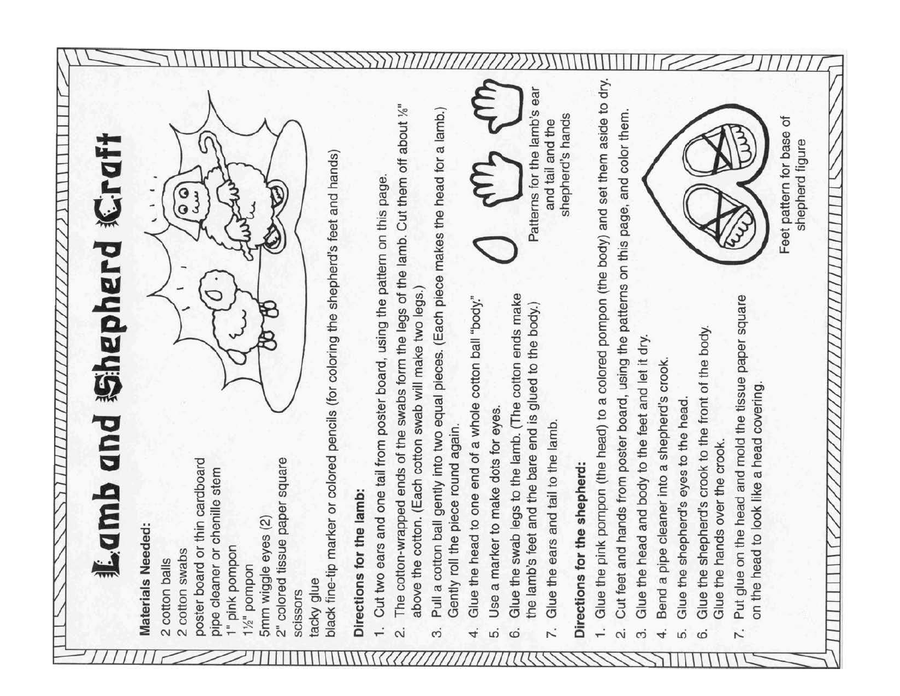# Lamb and Shepherd Craft

**Materials Needed:**

- 2 cotton balls
- 2 cotton swabs
- poster board or thin cardboard
- pipe cleaner or chenille stem
- 1" pink pompon
- 1½" pompon
- 5mm wiggle eyes (2)
- 2" colored tissue paper square
- scissors
- tacky glue
- black fine-tip marker or colored pencils (for coloring the shepherd's feet and hands)

**Directions for the lamb:**

1. Cut two ears and one tail from poster board, using the pattern on this page.
2. The cotton-wrapped ends of the swabs form the legs of the lamb. Cut them off about ⅛" above the cotton. (Each cotton swab will make two legs.)
3. Pull a cotton ball gently into two equal pieces. (Each piece makes the head for a lamb.) Gently roll the piece round again.
4. Glue the head to one end of a whole cotton ball "body."
5. Use a marker to make dots for eyes.
6. Glue the swab legs to the lamb. (The cotton ends make the lamb's feet and the bare end is glued to the body.)
7. Glue the ears and tail to the lamb.

**Directions for the shepherd:**

1. Glue the pink pompon (the head) to a colored pompon (the body) and set them aside to dry.
2. Cut feet and hands from poster board, using the patterns on this page, and color them.
3. Glue the head and body to the feet and let it dry.
4. Bend a pipe cleaner into a shepherd's crook.
5. Glue the shepherd's eyes to the head.
6. Glue the shepherd's crook to the front of the body. Glue the hands over the crook.
7. Put glue on the head and mold the tissue paper square on the head to look like a head covering.

Patterns for the lamb's ear and tail and the shepherd's hands

Feet pattern for base of shepherd figure